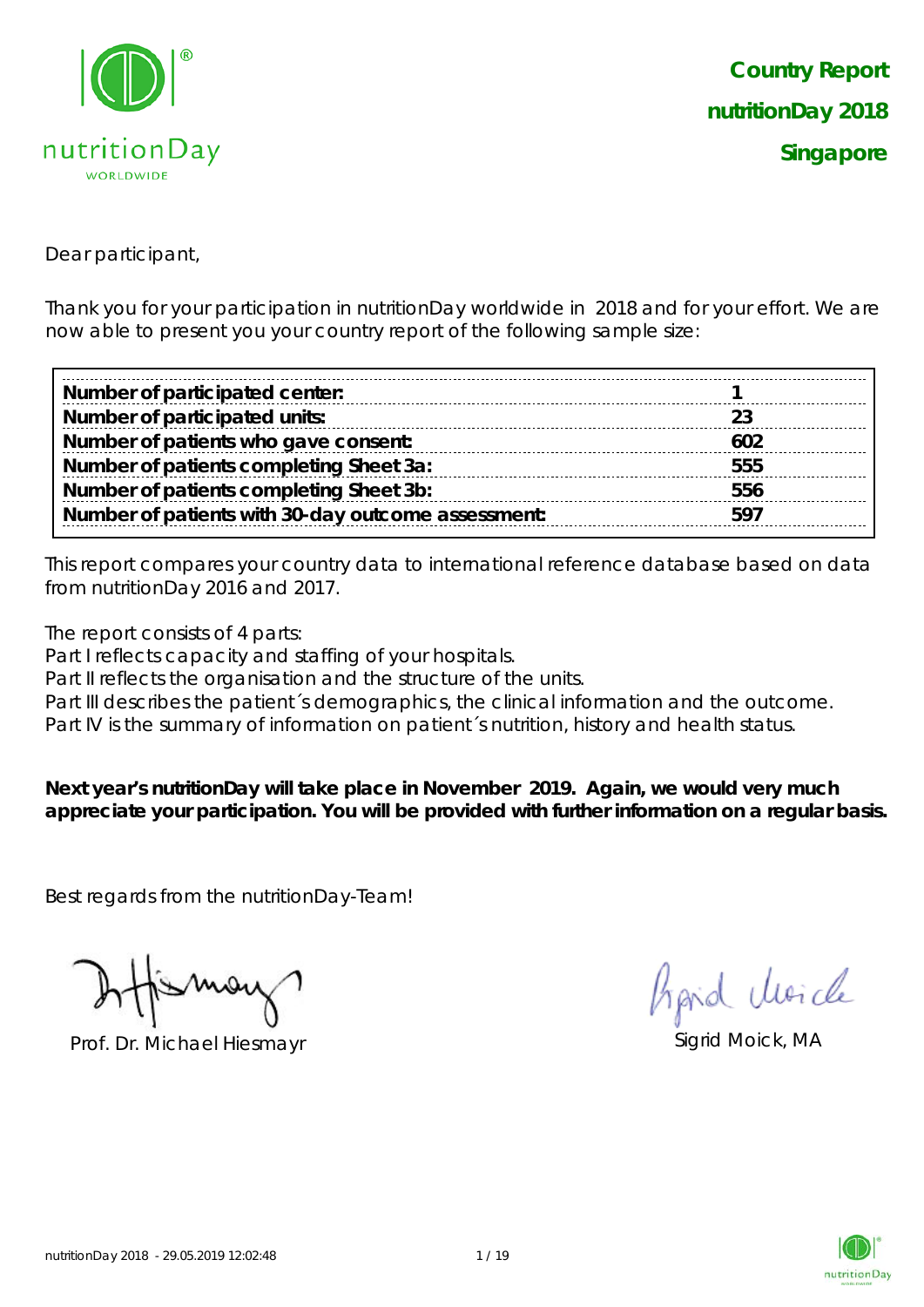# Country Report
## nutritionDay 2018
## Singapore

Dear participant,

Thank you for your participation in nutritionDay worldwide in 2018 and for your effort. We are now able to present you your country report of the following sample size:

| | |
|---|---|
| **Number of participated center:** | **1** |
| **Number of participated units:** | **23** |
| **Number of patients who gave consent:** | **602** |
| **Number of patients completing Sheet 3a:** | **555** |
| **Number of patients completing Sheet 3b:** | **556** |
| **Number of patients with 30-day outcome assessment:** | **597** |

This report compares your country data to international reference database based on data from nutritionDay 2016 and 2017.

The report consists of 4 parts:
Part I reflects capacity and staffing of your hospitals.
Part II reflects the organisation and the structure of the units.
Part III describes the patient´s demographics, the clinical information and the outcome.
Part IV is the summary of information on patient´s nutrition, history and health status.

**Next year's nutritionDay will take place in November 2019. Again, we would very much appreciate your participation. You will be provided with further information on a regular basis.**

Best regards from the nutritionDay-Team!

Prof. Dr. Michael Hiesmayr

Sigrid Moick, MA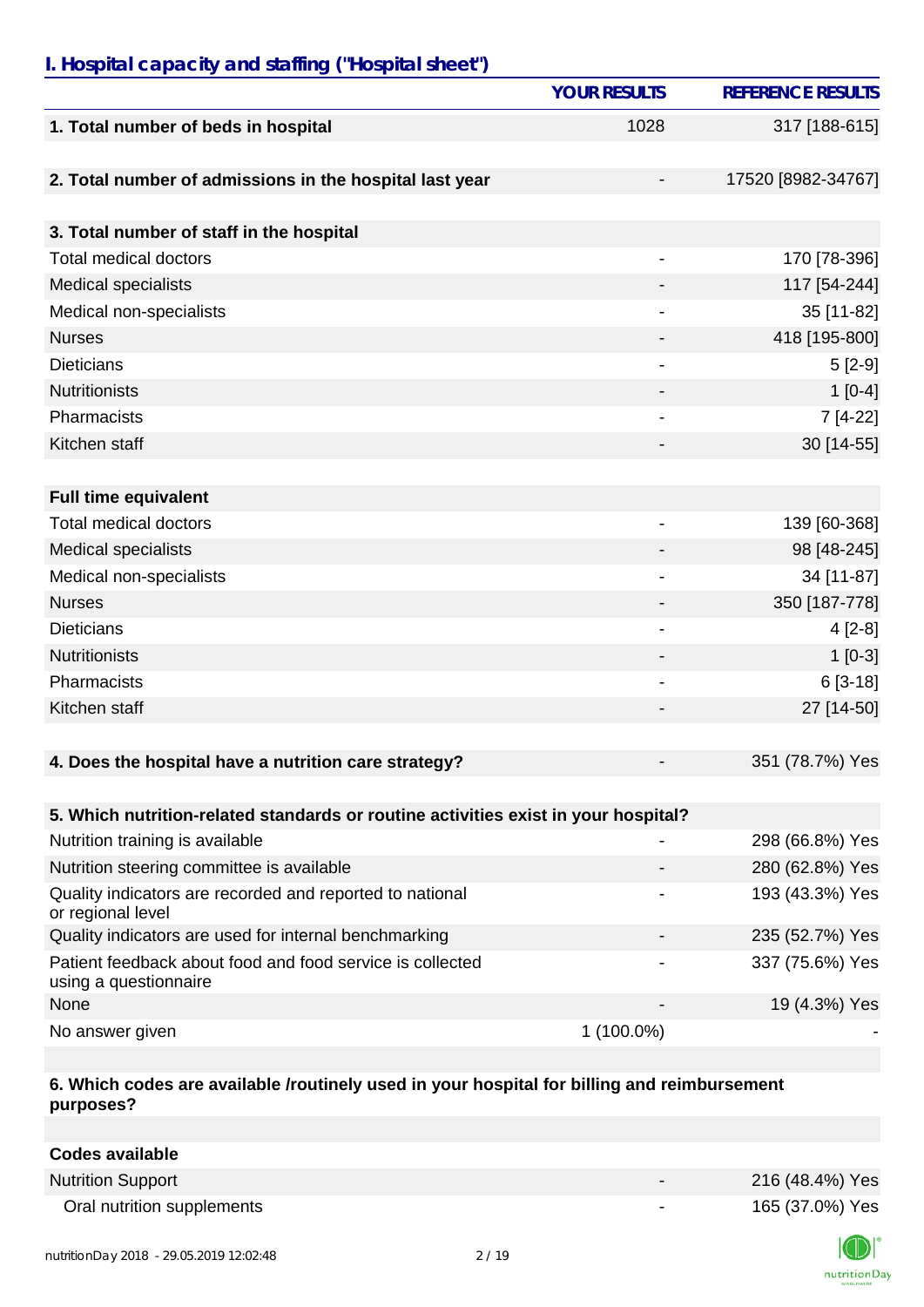## I. Hospital capacity and staffing ("Hospital sheet")

| | YOUR RESULTS | REFERENCE RESULTS |
|---|---|---|
| **1. Total number of beds in hospital** | 1028 | 317 [188-615] |
| **2. Total number of admissions in the hospital last year** | - | 17520 [8982-34767] |
| **3. Total number of staff in the hospital** | | |
| Total medical doctors | - | 170 [78-396] |
| Medical specialists | - | 117 [54-244] |
| Medical non-specialists | - | 35 [11-82] |
| Nurses | - | 418 [195-800] |
| Dieticians | - | 5 [2-9] |
| Nutritionists | - | 1 [0-4] |
| Pharmacists | - | 7 [4-22] |
| Kitchen staff | - | 30 [14-55] |
| **Full time equivalent** | | |
| Total medical doctors | - | 139 [60-368] |
| Medical specialists | - | 98 [48-245] |
| Medical non-specialists | - | 34 [11-87] |
| Nurses | - | 350 [187-778] |
| Dieticians | - | 4 [2-8] |
| Nutritionists | - | 1 [0-3] |
| Pharmacists | - | 6 [3-18] |
| Kitchen staff | - | 27 [14-50] |
| **4. Does the hospital have a nutrition care strategy?** | - | 351 (78.7%) Yes |
| **5. Which nutrition-related standards or routine activities exist in your hospital?** | | |
| Nutrition training is available | - | 298 (66.8%) Yes |
| Nutrition steering committee is available | - | 280 (62.8%) Yes |
| Quality indicators are recorded and reported to national or regional level | - | 193 (43.3%) Yes |
| Quality indicators are used for internal benchmarking | - | 235 (52.7%) Yes |
| Patient feedback about food and food service is collected using a questionnaire | - | 337 (75.6%) Yes |
| None | - | 19 (4.3%) Yes |
| No answer given | 1 (100.0%) | - |
| **6. Which codes are available /routinely used in your hospital for billing and reimbursement purposes?** | | |
| **Codes available** | | |
| Nutrition Support | - | 216 (48.4%) Yes |
| Oral nutrition supplements | - | 165 (37.0%) Yes |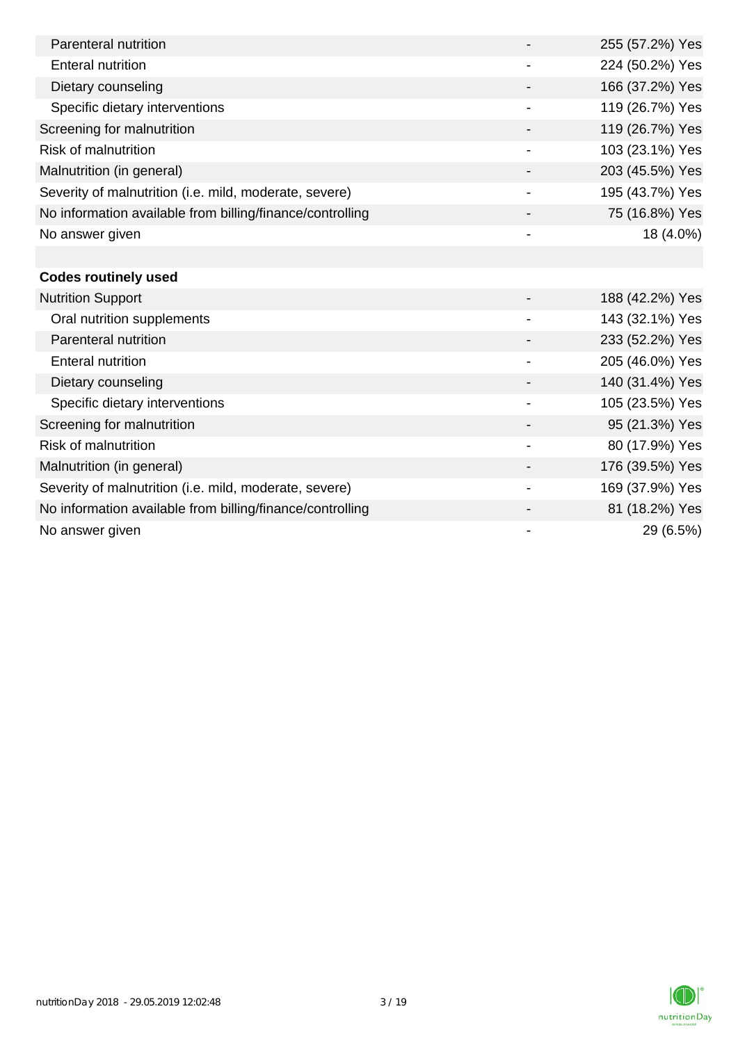| | | |
|---|---|---|
| Parenteral nutrition | - | 255 (57.2%) Yes |
| Enteral nutrition | - | 224 (50.2%) Yes |
| Dietary counseling | - | 166 (37.2%) Yes |
| Specific dietary interventions | - | 119 (26.7%) Yes |
| Screening for malnutrition | - | 119 (26.7%) Yes |
| Risk of malnutrition | - | 103 (23.1%) Yes |
| Malnutrition (in general) | - | 203 (45.5%) Yes |
| Severity of malnutrition (i.e. mild, moderate, severe) | - | 195 (43.7%) Yes |
| No information available from billing/finance/controlling | - | 75 (16.8%) Yes |
| No answer given | - | 18 (4.0%) |
| | | |
| **Codes routinely used** | | |
| Nutrition Support | - | 188 (42.2%) Yes |
| Oral nutrition supplements | - | 143 (32.1%) Yes |
| Parenteral nutrition | - | 233 (52.2%) Yes |
| Enteral nutrition | - | 205 (46.0%) Yes |
| Dietary counseling | - | 140 (31.4%) Yes |
| Specific dietary interventions | - | 105 (23.5%) Yes |
| Screening for malnutrition | - | 95 (21.3%) Yes |
| Risk of malnutrition | - | 80 (17.9%) Yes |
| Malnutrition (in general) | - | 176 (39.5%) Yes |
| Severity of malnutrition (i.e. mild, moderate, severe) | - | 169 (37.9%) Yes |
| No information available from billing/finance/controlling | - | 81 (18.2%) Yes |
| No answer given | - | 29 (6.5%) |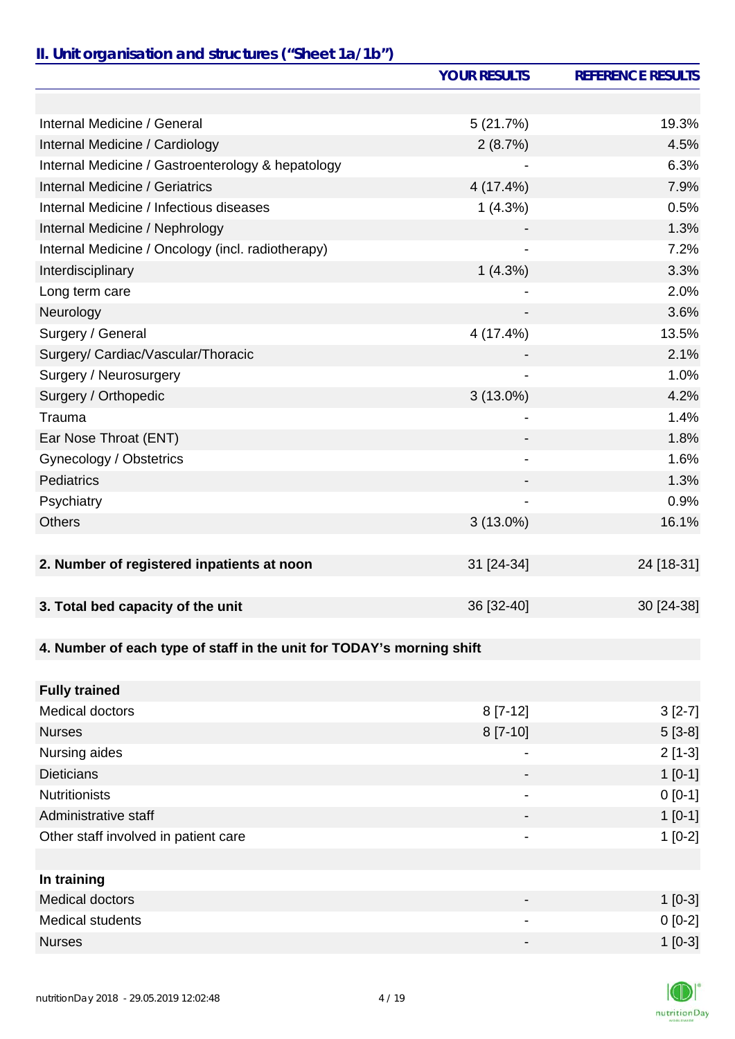## II. Unit organisation and structures ("Sheet 1a/1b")

| | YOUR RESULTS | REFERENCE RESULTS |
|---|---|---|
| | | |
| Internal Medicine / General | 5 (21.7%) | 19.3% |
| Internal Medicine / Cardiology | 2 (8.7%) | 4.5% |
| Internal Medicine / Gastroenterology & hepatology | - | 6.3% |
| Internal Medicine / Geriatrics | 4 (17.4%) | 7.9% |
| Internal Medicine / Infectious diseases | 1 (4.3%) | 0.5% |
| Internal Medicine / Nephrology | - | 1.3% |
| Internal Medicine / Oncology (incl. radiotherapy) | - | 7.2% |
| Interdisciplinary | 1 (4.3%) | 3.3% |
| Long term care | - | 2.0% |
| Neurology | - | 3.6% |
| Surgery / General | 4 (17.4%) | 13.5% |
| Surgery/ Cardiac/Vascular/Thoracic | - | 2.1% |
| Surgery / Neurosurgery | - | 1.0% |
| Surgery / Orthopedic | 3 (13.0%) | 4.2% |
| Trauma | - | 1.4% |
| Ear Nose Throat (ENT) | - | 1.8% |
| Gynecology / Obstetrics | - | 1.6% |
| Pediatrics | - | 1.3% |
| Psychiatry | - | 0.9% |
| Others | 3 (13.0%) | 16.1% |
| | | |
| **2. Number of registered inpatients at noon** | 31 [24-34] | 24 [18-31] |
| | | |
| **3. Total bed capacity of the unit** | 36 [32-40] | 30 [24-38] |
| | | |
| **4. Number of each type of staff in the unit for TODAY's morning shift** | | |
| | | |
| **Fully trained** | | |
| Medical doctors | 8 [7-12] | 3 [2-7] |
| Nurses | 8 [7-10] | 5 [3-8] |
| Nursing aides | - | 2 [1-3] |
| Dieticians | - | 1 [0-1] |
| Nutritionists | - | 0 [0-1] |
| Administrative staff | - | 1 [0-1] |
| Other staff involved in patient care | - | 1 [0-2] |
| | | |
| **In training** | | |
| Medical doctors | - | 1 [0-3] |
| Medical students | - | 0 [0-2] |
| Nurses | - | 1 [0-3] |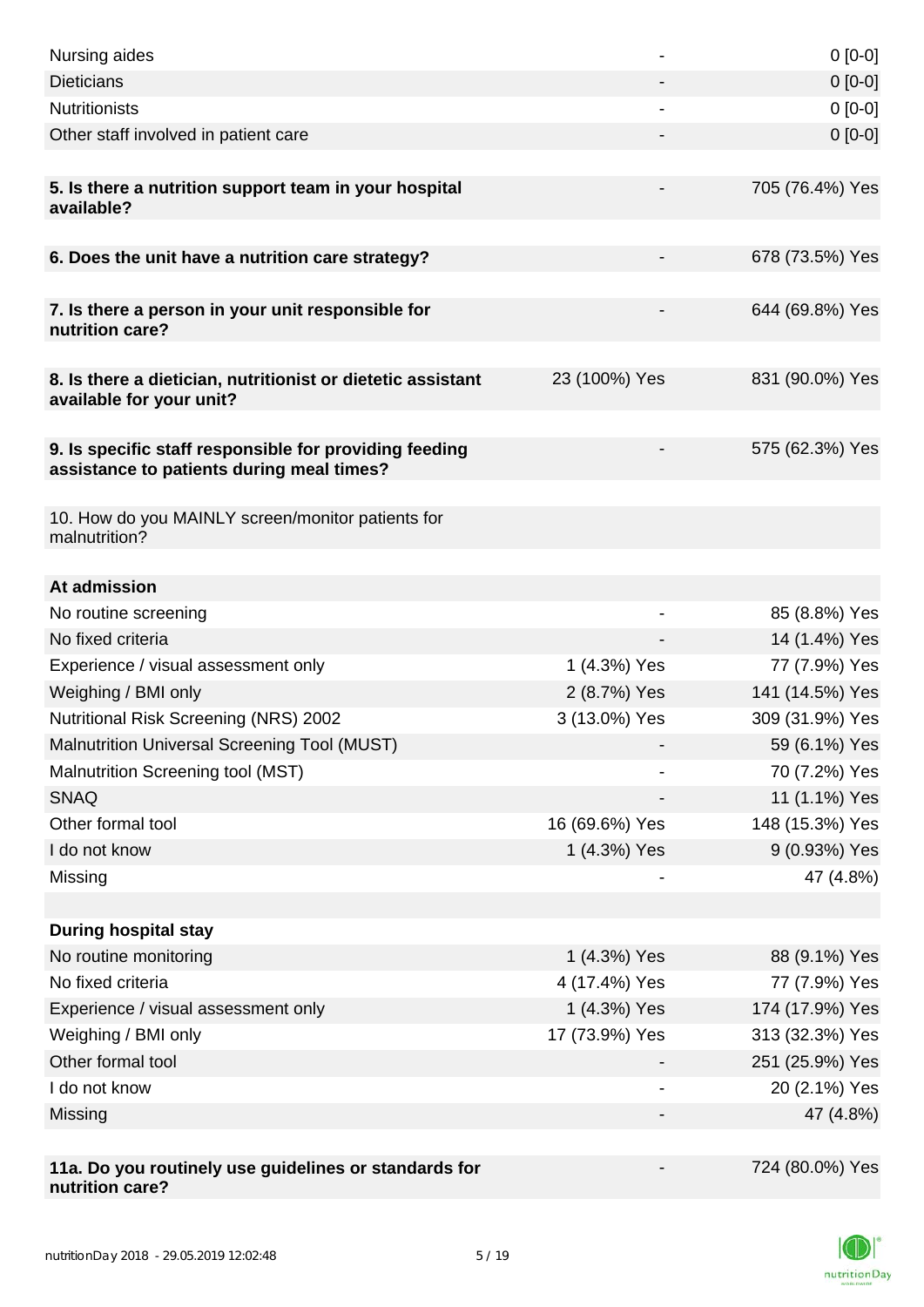| | | |
|---|---|---|
| Nursing aides | - | 0 [0-0] |
| Dieticians | - | 0 [0-0] |
| Nutritionists | - | 0 [0-0] |
| Other staff involved in patient care | - | 0 [0-0] |
| | | |
| **5. Is there a nutrition support team in your hospital available?** | - | 705 (76.4%) Yes |
| | | |
| **6. Does the unit have a nutrition care strategy?** | - | 678 (73.5%) Yes |
| | | |
| **7. Is there a person in your unit responsible for nutrition care?** | - | 644 (69.8%) Yes |
| | | |
| **8. Is there a dietician, nutritionist or dietetic assistant available for your unit?** | 23 (100%) Yes | 831 (90.0%) Yes |
| | | |
| **9. Is specific staff responsible for providing feeding assistance to patients during meal times?** | - | 575 (62.3%) Yes |
| | | |
| 10. How do you MAINLY screen/monitor patients for malnutrition? | | |
| | | |
| **At admission** | | |
| No routine screening | - | 85 (8.8%) Yes |
| No fixed criteria | - | 14 (1.4%) Yes |
| Experience / visual assessment only | 1 (4.3%) Yes | 77 (7.9%) Yes |
| Weighing / BMI only | 2 (8.7%) Yes | 141 (14.5%) Yes |
| Nutritional Risk Screening (NRS) 2002 | 3 (13.0%) Yes | 309 (31.9%) Yes |
| Malnutrition Universal Screening Tool (MUST) | - | 59 (6.1%) Yes |
| Malnutrition Screening tool (MST) | - | 70 (7.2%) Yes |
| SNAQ | - | 11 (1.1%) Yes |
| Other formal tool | 16 (69.6%) Yes | 148 (15.3%) Yes |
| I do not know | 1 (4.3%) Yes | 9 (0.93%) Yes |
| Missing | - | 47 (4.8%) |
| | | |
| **During hospital stay** | | |
| No routine monitoring | 1 (4.3%) Yes | 88 (9.1%) Yes |
| No fixed criteria | 4 (17.4%) Yes | 77 (7.9%) Yes |
| Experience / visual assessment only | 1 (4.3%) Yes | 174 (17.9%) Yes |
| Weighing / BMI only | 17 (73.9%) Yes | 313 (32.3%) Yes |
| Other formal tool | - | 251 (25.9%) Yes |
| I do not know | - | 20 (2.1%) Yes |
| Missing | - | 47 (4.8%) |
| | | |
| **11a. Do you routinely use guidelines or standards for nutrition care?** | - | 724 (80.0%) Yes |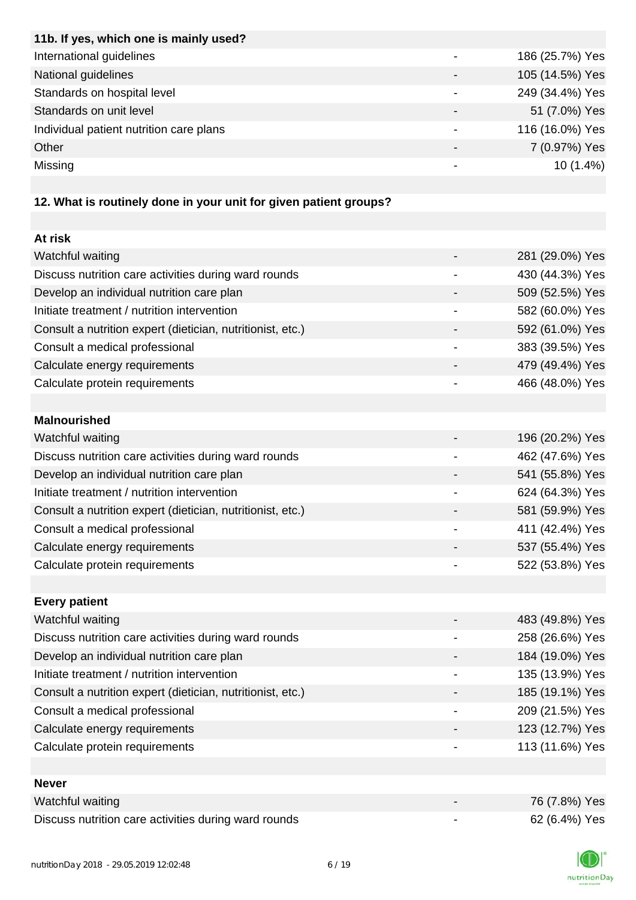| 11b. If yes, which one is mainly used? | | |
|---|---|---|
| International guidelines | - | 186 (25.7%) Yes |
| National guidelines | - | 105 (14.5%) Yes |
| Standards on hospital level | - | 249 (34.4%) Yes |
| Standards on unit level | - | 51 (7.0%) Yes |
| Individual patient nutrition care plans | - | 116 (16.0%) Yes |
| Other | - | 7 (0.97%) Yes |
| Missing | - | 10 (1.4%) |

**12. What is routinely done in your unit for given patient groups?**

| At risk | | |
|---|---|---|
| Watchful waiting | - | 281 (29.0%) Yes |
| Discuss nutrition care activities during ward rounds | - | 430 (44.3%) Yes |
| Develop an individual nutrition care plan | - | 509 (52.5%) Yes |
| Initiate treatment / nutrition intervention | - | 582 (60.0%) Yes |
| Consult a nutrition expert (dietician, nutritionist, etc.) | - | 592 (61.0%) Yes |
| Consult a medical professional | - | 383 (39.5%) Yes |
| Calculate energy requirements | - | 479 (49.4%) Yes |
| Calculate protein requirements | - | 466 (48.0%) Yes |

| Malnourished | | |
|---|---|---|
| Watchful waiting | - | 196 (20.2%) Yes |
| Discuss nutrition care activities during ward rounds | - | 462 (47.6%) Yes |
| Develop an individual nutrition care plan | - | 541 (55.8%) Yes |
| Initiate treatment / nutrition intervention | - | 624 (64.3%) Yes |
| Consult a nutrition expert (dietician, nutritionist, etc.) | - | 581 (59.9%) Yes |
| Consult a medical professional | - | 411 (42.4%) Yes |
| Calculate energy requirements | - | 537 (55.4%) Yes |
| Calculate protein requirements | - | 522 (53.8%) Yes |

| Every patient | | |
|---|---|---|
| Watchful waiting | - | 483 (49.8%) Yes |
| Discuss nutrition care activities during ward rounds | - | 258 (26.6%) Yes |
| Develop an individual nutrition care plan | - | 184 (19.0%) Yes |
| Initiate treatment / nutrition intervention | - | 135 (13.9%) Yes |
| Consult a nutrition expert (dietician, nutritionist, etc.) | - | 185 (19.1%) Yes |
| Consult a medical professional | - | 209 (21.5%) Yes |
| Calculate energy requirements | - | 123 (12.7%) Yes |
| Calculate protein requirements | - | 113 (11.6%) Yes |

| Never | | |
|---|---|---|
| Watchful waiting | - | 76 (7.8%) Yes |
| Discuss nutrition care activities during ward rounds | - | 62 (6.4%) Yes |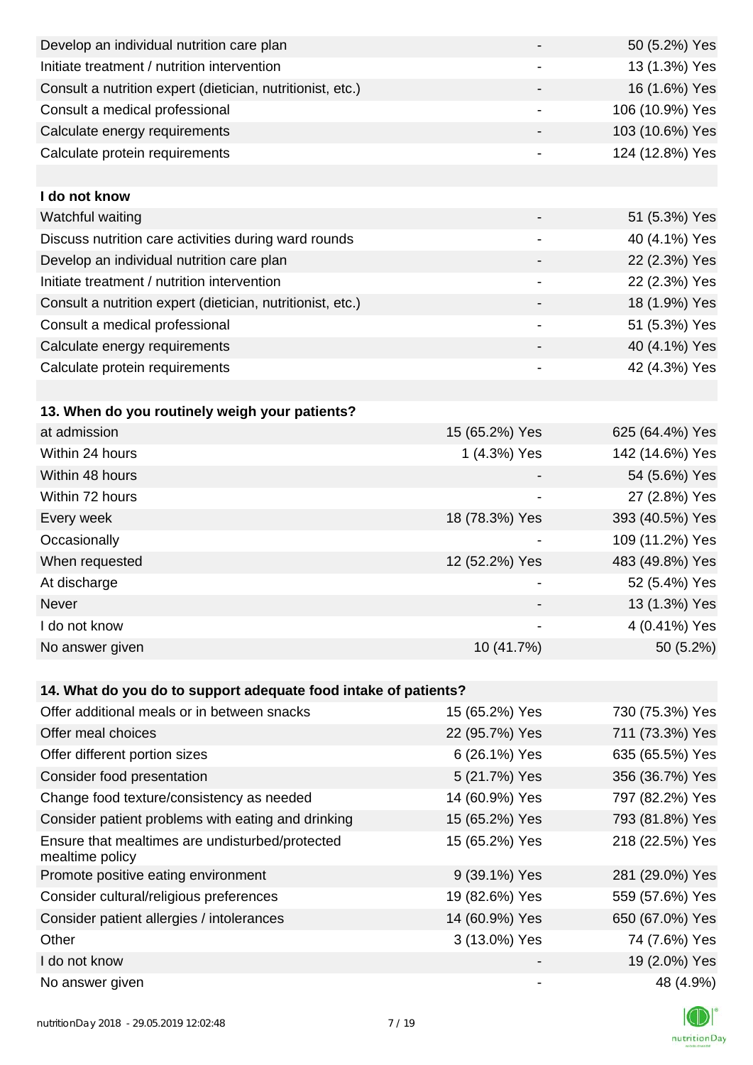| | | |
|---|---|---|
| Develop an individual nutrition care plan | - | 50 (5.2%) Yes |
| Initiate treatment / nutrition intervention | - | 13 (1.3%) Yes |
| Consult a nutrition expert (dietician, nutritionist, etc.) | - | 16 (1.6%) Yes |
| Consult a medical professional | - | 106 (10.9%) Yes |
| Calculate energy requirements | - | 103 (10.6%) Yes |
| Calculate protein requirements | - | 124 (12.8%) Yes |
| | | |
| **I do not know** | | |
| Watchful waiting | - | 51 (5.3%) Yes |
| Discuss nutrition care activities during ward rounds | - | 40 (4.1%) Yes |
| Develop an individual nutrition care plan | - | 22 (2.3%) Yes |
| Initiate treatment / nutrition intervention | - | 22 (2.3%) Yes |
| Consult a nutrition expert (dietician, nutritionist, etc.) | - | 18 (1.9%) Yes |
| Consult a medical professional | - | 51 (5.3%) Yes |
| Calculate energy requirements | - | 40 (4.1%) Yes |
| Calculate protein requirements | - | 42 (4.3%) Yes |

| **13. When do you routinely weigh your patients?** | | |
|---|---|---|
| at admission | 15 (65.2%) Yes | 625 (64.4%) Yes |
| Within 24 hours | 1 (4.3%) Yes | 142 (14.6%) Yes |
| Within 48 hours | - | 54 (5.6%) Yes |
| Within 72 hours | - | 27 (2.8%) Yes |
| Every week | 18 (78.3%) Yes | 393 (40.5%) Yes |
| Occasionally | - | 109 (11.2%) Yes |
| When requested | 12 (52.2%) Yes | 483 (49.8%) Yes |
| At discharge | - | 52 (5.4%) Yes |
| Never | - | 13 (1.3%) Yes |
| I do not know | - | 4 (0.41%) Yes |
| No answer given | 10 (41.7%) | 50 (5.2%) |

| **14. What do you do to support adequate food intake of patients?** | | |
|---|---|---|
| Offer additional meals or in between snacks | 15 (65.2%) Yes | 730 (75.3%) Yes |
| Offer meal choices | 22 (95.7%) Yes | 711 (73.3%) Yes |
| Offer different portion sizes | 6 (26.1%) Yes | 635 (65.5%) Yes |
| Consider food presentation | 5 (21.7%) Yes | 356 (36.7%) Yes |
| Change food texture/consistency as needed | 14 (60.9%) Yes | 797 (82.2%) Yes |
| Consider patient problems with eating and drinking | 15 (65.2%) Yes | 793 (81.8%) Yes |
| Ensure that mealtimes are undisturbed/protected mealtime policy | 15 (65.2%) Yes | 218 (22.5%) Yes |
| Promote positive eating environment | 9 (39.1%) Yes | 281 (29.0%) Yes |
| Consider cultural/religious preferences | 19 (82.6%) Yes | 559 (57.6%) Yes |
| Consider patient allergies / intolerances | 14 (60.9%) Yes | 650 (67.0%) Yes |
| Other | 3 (13.0%) Yes | 74 (7.6%) Yes |
| I do not know | - | 19 (2.0%) Yes |
| No answer given | - | 48 (4.9%) |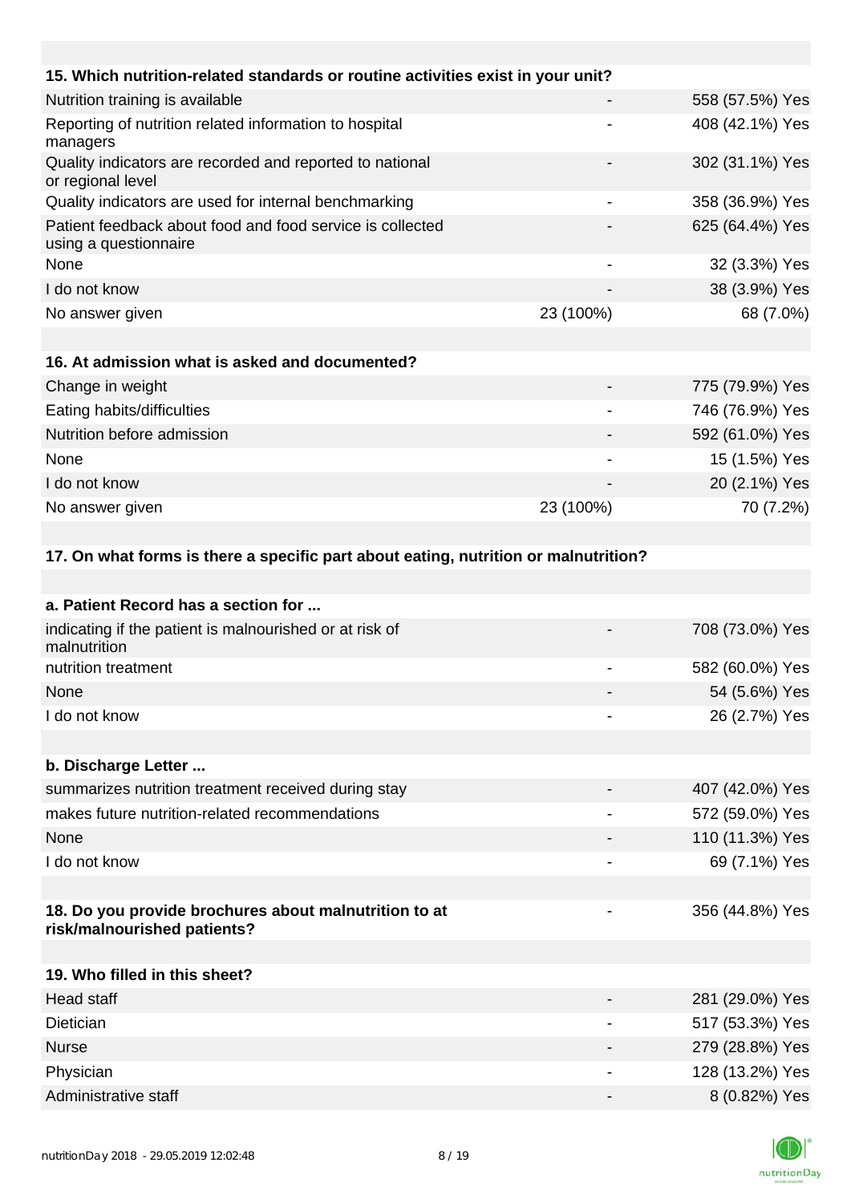| 15. Which nutrition-related standards or routine activities exist in your unit? | | |
|---|---|---|
| Nutrition training is available | - | 558 (57.5%) Yes |
| Reporting of nutrition related information to hospital managers | - | 408 (42.1%) Yes |
| Quality indicators are recorded and reported to national or regional level | - | 302 (31.1%) Yes |
| Quality indicators are used for internal benchmarking | - | 358 (36.9%) Yes |
| Patient feedback about food and food service is collected using a questionnaire | - | 625 (64.4%) Yes |
| None | - | 32 (3.3%) Yes |
| I do not know | - | 38 (3.9%) Yes |
| No answer given | 23 (100%) | 68 (7.0%) |

| 16. At admission what is asked and documented? | | |
|---|---|---|
| Change in weight | - | 775 (79.9%) Yes |
| Eating habits/difficulties | - | 746 (76.9%) Yes |
| Nutrition before admission | - | 592 (61.0%) Yes |
| None | - | 15 (1.5%) Yes |
| I do not know | - | 20 (2.1%) Yes |
| No answer given | 23 (100%) | 70 (7.2%) |

**17. On what forms is there a specific part about eating, nutrition or malnutrition?**

| a. Patient Record has a section for ... | | |
|---|---|---|
| indicating if the patient is malnourished or at risk of malnutrition | - | 708 (73.0%) Yes |
| nutrition treatment | - | 582 (60.0%) Yes |
| None | - | 54 (5.6%) Yes |
| I do not know | - | 26 (2.7%) Yes |

| b. Discharge Letter ... | | |
|---|---|---|
| summarizes nutrition treatment received during stay | - | 407 (42.0%) Yes |
| makes future nutrition-related recommendations | - | 572 (59.0%) Yes |
| None | - | 110 (11.3%) Yes |
| I do not know | - | 69 (7.1%) Yes |

| 18. Do you provide brochures about malnutrition to at risk/malnourished patients? | - | 356 (44.8%) Yes |
|---|---|---|

| 19. Who filled in this sheet? | | |
|---|---|---|
| Head staff | - | 281 (29.0%) Yes |
| Dietician | - | 517 (53.3%) Yes |
| Nurse | - | 279 (28.8%) Yes |
| Physician | - | 128 (13.2%) Yes |
| Administrative staff | - | 8 (0.82%) Yes |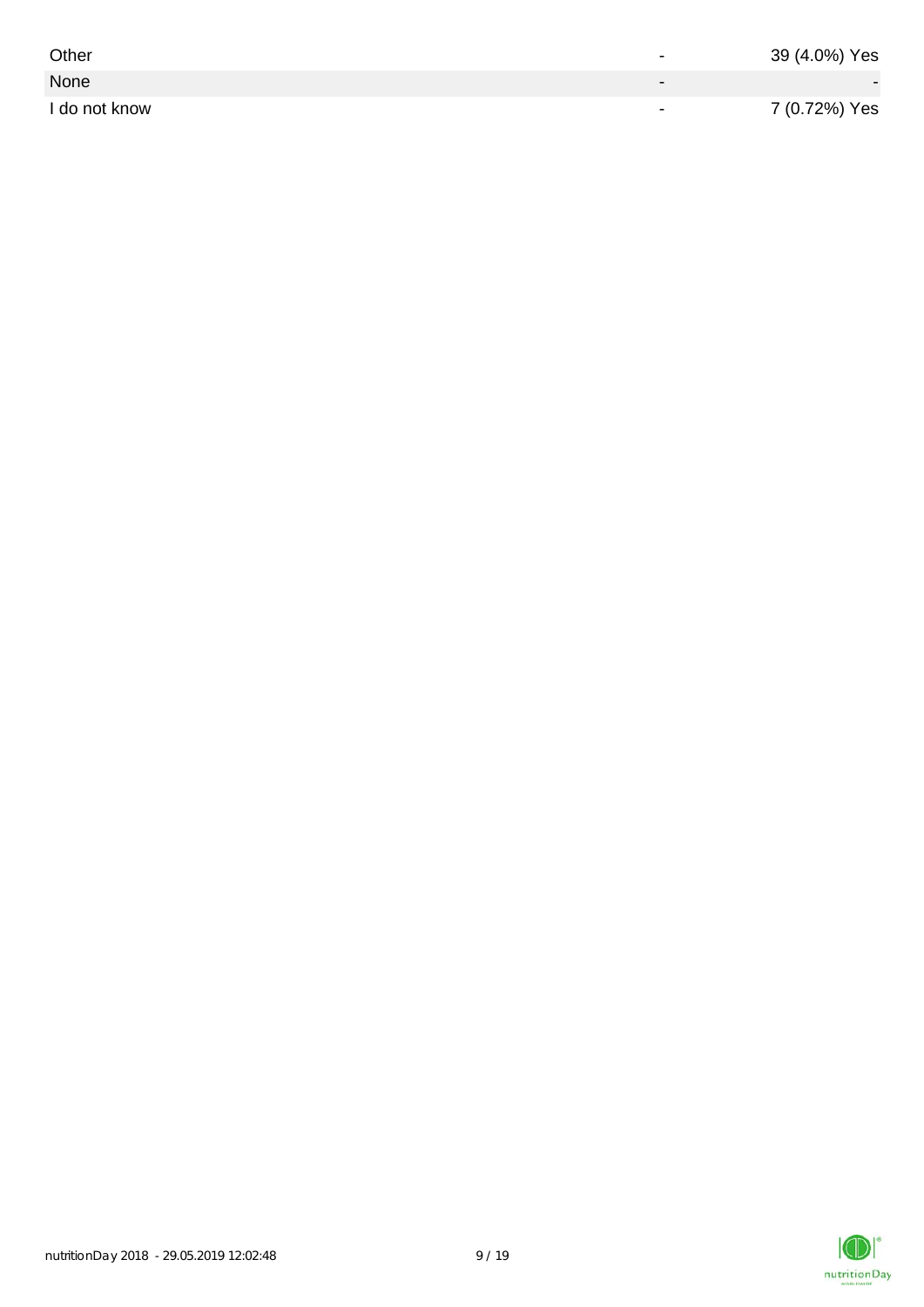| | | |
|---|---|---|
| Other | - | 39 (4.0%) Yes |
| None | - | - |
| I do not know | - | 7 (0.72%) Yes |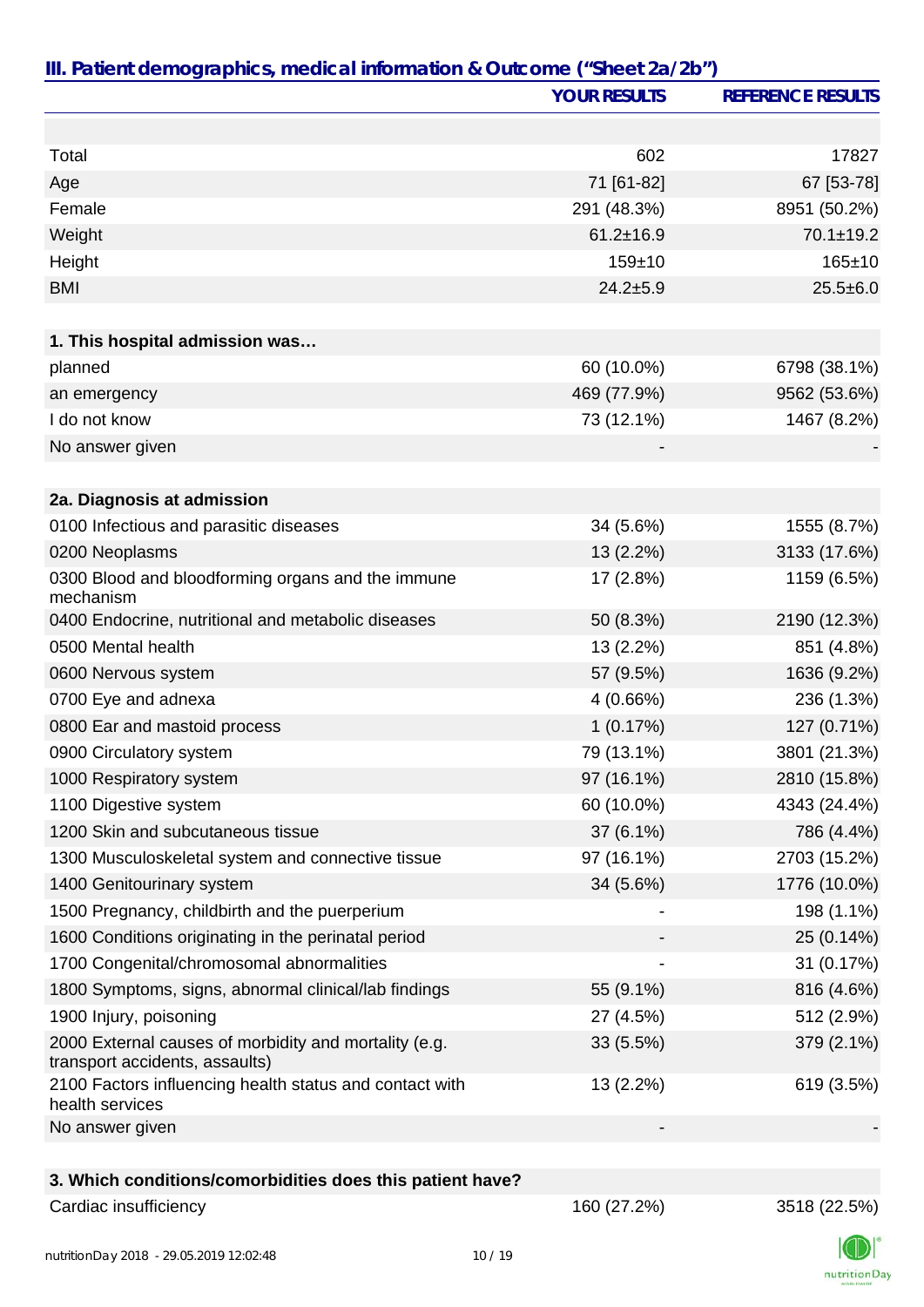## III. Patient demographics, medical information & Outcome ("Sheet 2a/2b")

| | YOUR RESULTS | REFERENCE RESULTS |
|---|---|---|
| Total | 602 | 17827 |
| Age | 71 [61-82] | 67 [53-78] |
| Female | 291 (48.3%) | 8951 (50.2%) |
| Weight | 61.2±16.9 | 70.1±19.2 |
| Height | 159±10 | 165±10 |
| BMI | 24.2±5.9 | 25.5±6.0 |
| **1. This hospital admission was…** | | |
| planned | 60 (10.0%) | 6798 (38.1%) |
| an emergency | 469 (77.9%) | 9562 (53.6%) |
| I do not know | 73 (12.1%) | 1467 (8.2%) |
| No answer given | - | - |
| **2a. Diagnosis at admission** | | |
| 0100 Infectious and parasitic diseases | 34 (5.6%) | 1555 (8.7%) |
| 0200 Neoplasms | 13 (2.2%) | 3133 (17.6%) |
| 0300 Blood and bloodforming organs and the immune mechanism | 17 (2.8%) | 1159 (6.5%) |
| 0400 Endocrine, nutritional and metabolic diseases | 50 (8.3%) | 2190 (12.3%) |
| 0500 Mental health | 13 (2.2%) | 851 (4.8%) |
| 0600 Nervous system | 57 (9.5%) | 1636 (9.2%) |
| 0700 Eye and adnexa | 4 (0.66%) | 236 (1.3%) |
| 0800 Ear and mastoid process | 1 (0.17%) | 127 (0.71%) |
| 0900 Circulatory system | 79 (13.1%) | 3801 (21.3%) |
| 1000 Respiratory system | 97 (16.1%) | 2810 (15.8%) |
| 1100 Digestive system | 60 (10.0%) | 4343 (24.4%) |
| 1200 Skin and subcutaneous tissue | 37 (6.1%) | 786 (4.4%) |
| 1300 Musculoskeletal system and connective tissue | 97 (16.1%) | 2703 (15.2%) |
| 1400 Genitourinary system | 34 (5.6%) | 1776 (10.0%) |
| 1500 Pregnancy, childbirth and the puerperium | - | 198 (1.1%) |
| 1600 Conditions originating in the perinatal period | - | 25 (0.14%) |
| 1700 Congenital/chromosomal abnormalities | - | 31 (0.17%) |
| 1800 Symptoms, signs, abnormal clinical/lab findings | 55 (9.1%) | 816 (4.6%) |
| 1900 Injury, poisoning | 27 (4.5%) | 512 (2.9%) |
| 2000 External causes of morbidity and mortality (e.g. transport accidents, assaults) | 33 (5.5%) | 379 (2.1%) |
| 2100 Factors influencing health status and contact with health services | 13 (2.2%) | 619 (3.5%) |
| No answer given | - | - |
| **3. Which conditions/comorbidities does this patient have?** | | |
| Cardiac insufficiency | 160 (27.2%) | 3518 (22.5%) |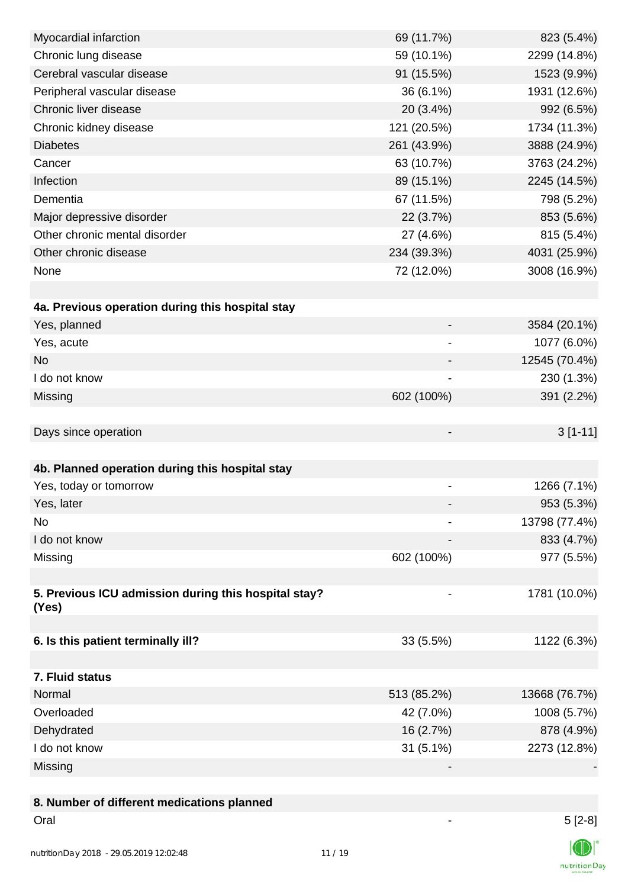| | | |
|---|---|---|
| Myocardial infarction | 69 (11.7%) | 823 (5.4%) |
| Chronic lung disease | 59 (10.1%) | 2299 (14.8%) |
| Cerebral vascular disease | 91 (15.5%) | 1523 (9.9%) |
| Peripheral vascular disease | 36 (6.1%) | 1931 (12.6%) |
| Chronic liver disease | 20 (3.4%) | 992 (6.5%) |
| Chronic kidney disease | 121 (20.5%) | 1734 (11.3%) |
| Diabetes | 261 (43.9%) | 3888 (24.9%) |
| Cancer | 63 (10.7%) | 3763 (24.2%) |
| Infection | 89 (15.1%) | 2245 (14.5%) |
| Dementia | 67 (11.5%) | 798 (5.2%) |
| Major depressive disorder | 22 (3.7%) | 853 (5.6%) |
| Other chronic mental disorder | 27 (4.6%) | 815 (5.4%) |
| Other chronic disease | 234 (39.3%) | 4031 (25.9%) |
| None | 72 (12.0%) | 3008 (16.9%) |
| | | |
| **4a. Previous operation during this hospital stay** | | |
| Yes, planned | - | 3584 (20.1%) |
| Yes, acute | - | 1077 (6.0%) |
| No | - | 12545 (70.4%) |
| I do not know | - | 230 (1.3%) |
| Missing | 602 (100%) | 391 (2.2%) |
| | | |
| Days since operation | - | 3 [1-11] |
| | | |
| **4b. Planned operation during this hospital stay** | | |
| Yes, today or tomorrow | - | 1266 (7.1%) |
| Yes, later | - | 953 (5.3%) |
| No | - | 13798 (77.4%) |
| I do not know | - | 833 (4.7%) |
| Missing | 602 (100%) | 977 (5.5%) |
| | | |
| **5. Previous ICU admission during this hospital stay? (Yes)** | - | 1781 (10.0%) |
| | | |
| **6. Is this patient terminally ill?** | 33 (5.5%) | 1122 (6.3%) |
| | | |
| **7. Fluid status** | | |
| Normal | 513 (85.2%) | 13668 (76.7%) |
| Overloaded | 42 (7.0%) | 1008 (5.7%) |
| Dehydrated | 16 (2.7%) | 878 (4.9%) |
| I do not know | 31 (5.1%) | 2273 (12.8%) |
| Missing | - | - |
| | | |
| **8. Number of different medications planned** | | |
| Oral | - | 5 [2-8] |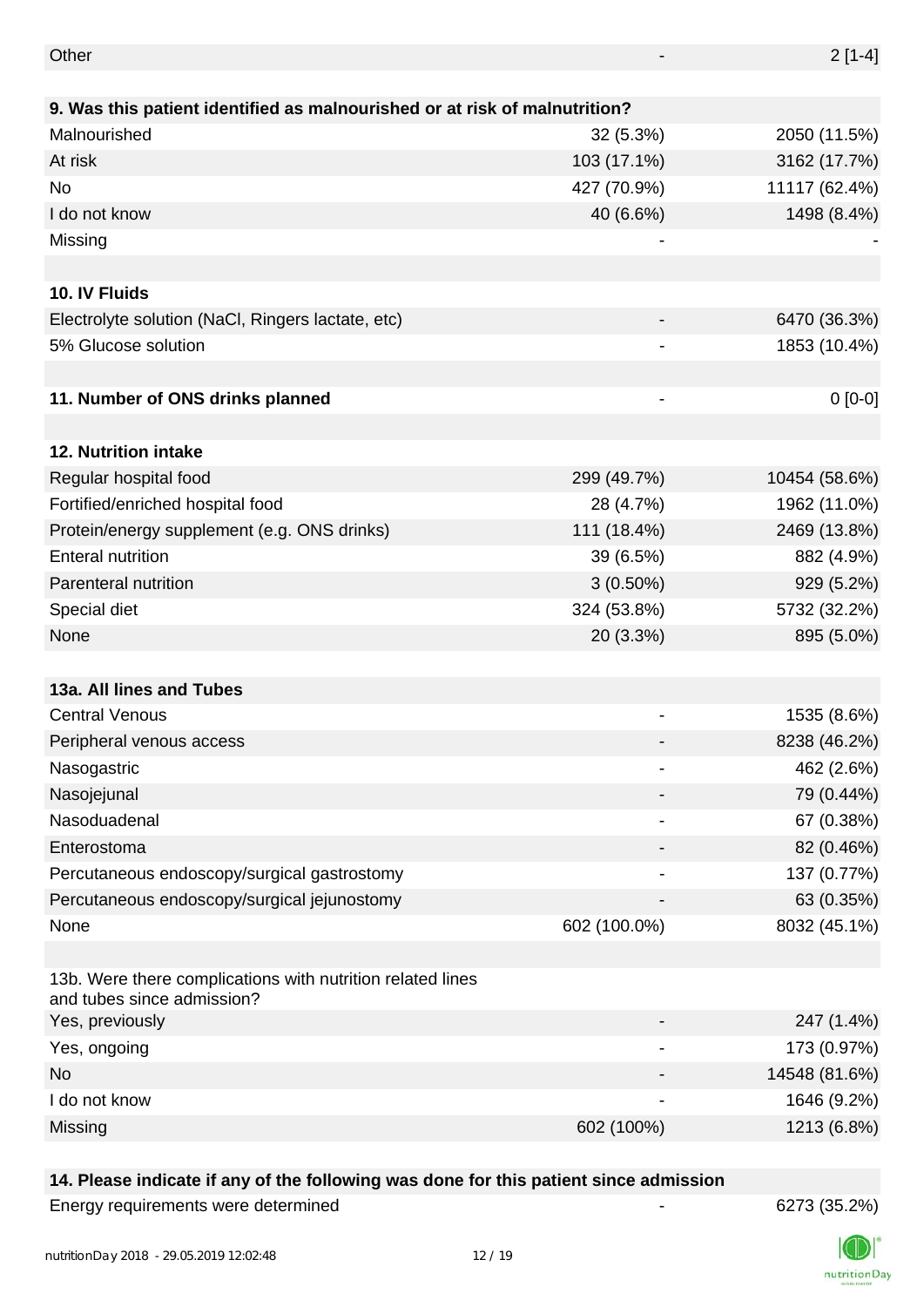| | | |
|---|---|---|
| Other | - | 2 [1-4] |
| **9. Was this patient identified as malnourished or at risk of malnutrition?** | | |
| Malnourished | 32 (5.3%) | 2050 (11.5%) |
| At risk | 103 (17.1%) | 3162 (17.7%) |
| No | 427 (70.9%) | 11117 (62.4%) |
| I do not know | 40 (6.6%) | 1498 (8.4%) |
| Missing | - | - |
| | | |
| **10. IV Fluids** | | |
| Electrolyte solution (NaCl, Ringers lactate, etc) | - | 6470 (36.3%) |
| 5% Glucose solution | - | 1853 (10.4%) |
| | | |
| **11. Number of ONS drinks planned** | - | 0 [0-0] |
| | | |
| **12. Nutrition intake** | | |
| Regular hospital food | 299 (49.7%) | 10454 (58.6%) |
| Fortified/enriched hospital food | 28 (4.7%) | 1962 (11.0%) |
| Protein/energy supplement (e.g. ONS drinks) | 111 (18.4%) | 2469 (13.8%) |
| Enteral nutrition | 39 (6.5%) | 882 (4.9%) |
| Parenteral nutrition | 3 (0.50%) | 929 (5.2%) |
| Special diet | 324 (53.8%) | 5732 (32.2%) |
| None | 20 (3.3%) | 895 (5.0%) |
| | | |
| **13a. All lines and Tubes** | | |
| Central Venous | - | 1535 (8.6%) |
| Peripheral venous access | - | 8238 (46.2%) |
| Nasogastric | - | 462 (2.6%) |
| Nasojejunal | - | 79 (0.44%) |
| Nasoduadenal | - | 67 (0.38%) |
| Enterostoma | - | 82 (0.46%) |
| Percutaneous endoscopy/surgical gastrostomy | - | 137 (0.77%) |
| Percutaneous endoscopy/surgical jejunostomy | - | 63 (0.35%) |
| None | 602 (100.0%) | 8032 (45.1%) |
| | | |
| 13b. Were there complications with nutrition related lines and tubes since admission? | | |
| Yes, previously | - | 247 (1.4%) |
| Yes, ongoing | - | 173 (0.97%) |
| No | - | 14548 (81.6%) |
| I do not know | - | 1646 (9.2%) |
| Missing | 602 (100%) | 1213 (6.8%) |
| | | |
| **14. Please indicate if any of the following was done for this patient since admission** | | |
| Energy requirements were determined | - | 6273 (35.2%) |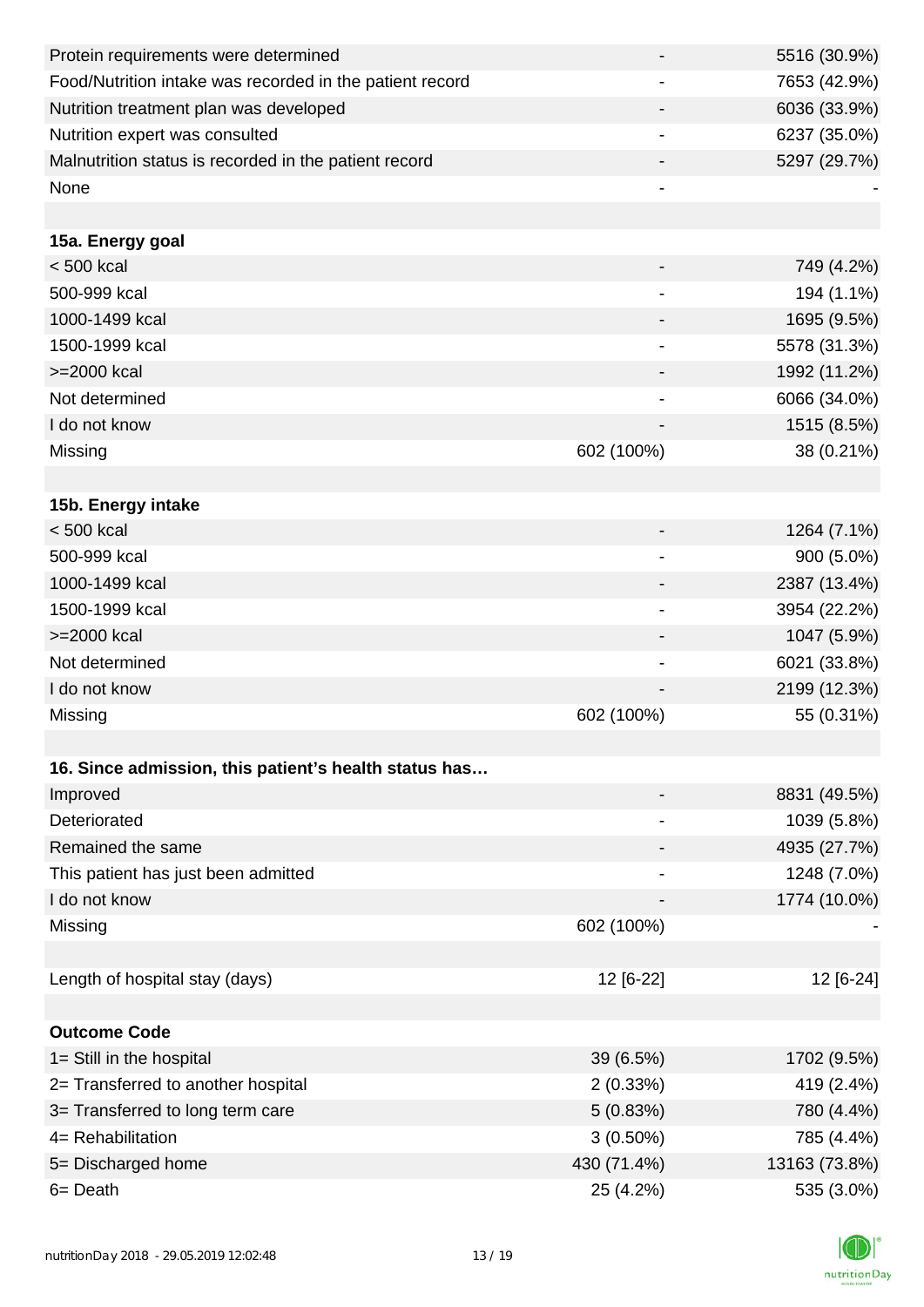| | | |
|---|---|---|
| Protein requirements were determined | - | 5516 (30.9%) |
| Food/Nutrition intake was recorded in the patient record | - | 7653 (42.9%) |
| Nutrition treatment plan was developed | - | 6036 (33.9%) |
| Nutrition expert was consulted | - | 6237 (35.0%) |
| Malnutrition status is recorded in the patient record | - | 5297 (29.7%) |
| None | - | - |
| | | |
| **15a. Energy goal** | | |
| < 500 kcal | - | 749 (4.2%) |
| 500-999 kcal | - | 194 (1.1%) |
| 1000-1499 kcal | - | 1695 (9.5%) |
| 1500-1999 kcal | - | 5578 (31.3%) |
| >=2000 kcal | - | 1992 (11.2%) |
| Not determined | - | 6066 (34.0%) |
| I do not know | - | 1515 (8.5%) |
| Missing | 602 (100%) | 38 (0.21%) |
| | | |
| **15b. Energy intake** | | |
| < 500 kcal | - | 1264 (7.1%) |
| 500-999 kcal | - | 900 (5.0%) |
| 1000-1499 kcal | - | 2387 (13.4%) |
| 1500-1999 kcal | - | 3954 (22.2%) |
| >=2000 kcal | - | 1047 (5.9%) |
| Not determined | - | 6021 (33.8%) |
| I do not know | - | 2199 (12.3%) |
| Missing | 602 (100%) | 55 (0.31%) |
| | | |
| **16. Since admission, this patient's health status has…** | | |
| Improved | - | 8831 (49.5%) |
| Deteriorated | - | 1039 (5.8%) |
| Remained the same | - | 4935 (27.7%) |
| This patient has just been admitted | - | 1248 (7.0%) |
| I do not know | - | 1774 (10.0%) |
| Missing | 602 (100%) | - |
| | | |
| Length of hospital stay (days) | 12 [6-22] | 12 [6-24] |
| | | |
| **Outcome Code** | | |
| 1= Still in the hospital | 39 (6.5%) | 1702 (9.5%) |
| 2= Transferred to another hospital | 2 (0.33%) | 419 (2.4%) |
| 3= Transferred to long term care | 5 (0.83%) | 780 (4.4%) |
| 4= Rehabilitation | 3 (0.50%) | 785 (4.4%) |
| 5= Discharged home | 430 (71.4%) | 13163 (73.8%) |
| 6= Death | 25 (4.2%) | 535 (3.0%) |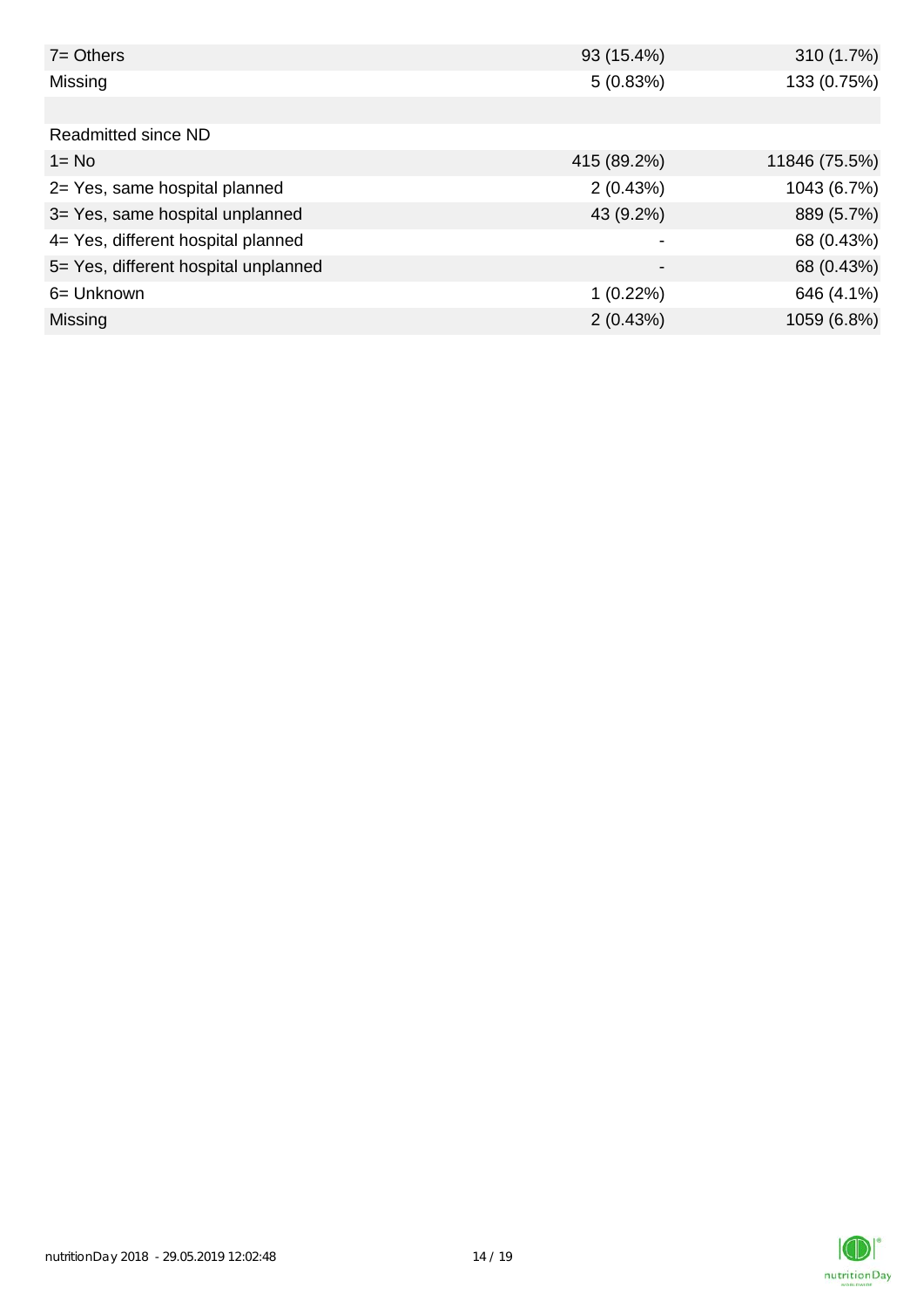| | | |
|---|---|---|
| 7= Others | 93 (15.4%) | 310 (1.7%) |
| Missing | 5 (0.83%) | 133 (0.75%) |
| | | |
| Readmitted since ND | | |
| 1= No | 415 (89.2%) | 11846 (75.5%) |
| 2= Yes, same hospital planned | 2 (0.43%) | 1043 (6.7%) |
| 3= Yes, same hospital unplanned | 43 (9.2%) | 889 (5.7%) |
| 4= Yes, different hospital planned | - | 68 (0.43%) |
| 5= Yes, different hospital unplanned | - | 68 (0.43%) |
| 6= Unknown | 1 (0.22%) | 646 (4.1%) |
| Missing | 2 (0.43%) | 1059 (6.8%) |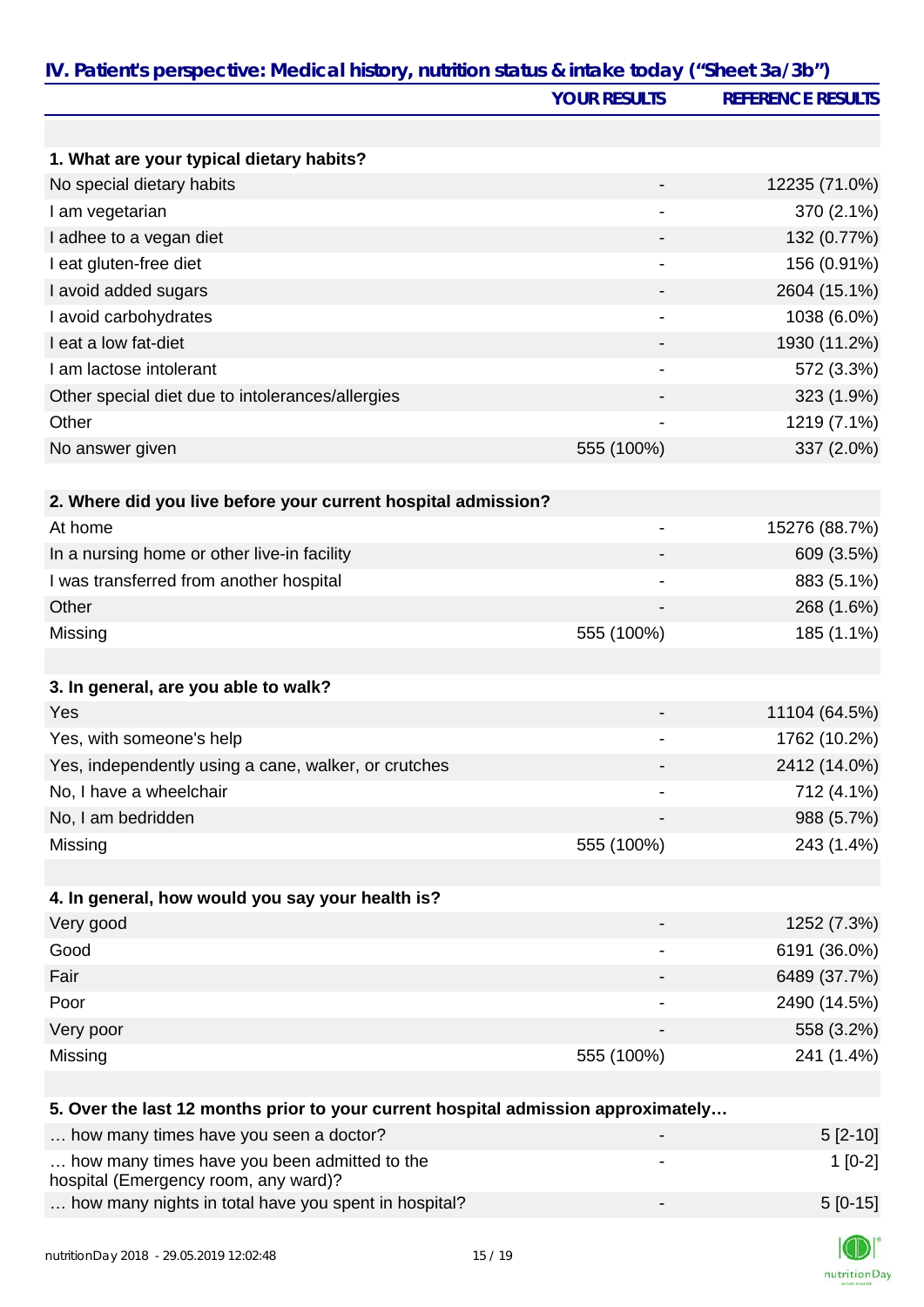## IV. Patient's perspective: Medical history, nutrition status & intake today ("Sheet 3a/3b")

| | YOUR RESULTS | REFERENCE RESULTS |
|---|---|---|
| **1. What are your typical dietary habits?** | | |
| No special dietary habits | - | 12235 (71.0%) |
| I am vegetarian | - | 370 (2.1%) |
| I adhee to a vegan diet | - | 132 (0.77%) |
| I eat gluten-free diet | - | 156 (0.91%) |
| I avoid added sugars | - | 2604 (15.1%) |
| I avoid carbohydrates | - | 1038 (6.0%) |
| I eat a low fat-diet | - | 1930 (11.2%) |
| I am lactose intolerant | - | 572 (3.3%) |
| Other special diet due to intolerances/allergies | - | 323 (1.9%) |
| Other | - | 1219 (7.1%) |
| No answer given | 555 (100%) | 337 (2.0%) |
| **2. Where did you live before your current hospital admission?** | | |
| At home | - | 15276 (88.7%) |
| In a nursing home or other live-in facility | - | 609 (3.5%) |
| I was transferred from another hospital | - | 883 (5.1%) |
| Other | - | 268 (1.6%) |
| Missing | 555 (100%) | 185 (1.1%) |
| **3. In general, are you able to walk?** | | |
| Yes | - | 11104 (64.5%) |
| Yes, with someone's help | - | 1762 (10.2%) |
| Yes, independently using a cane, walker, or crutches | - | 2412 (14.0%) |
| No, I have a wheelchair | - | 712 (4.1%) |
| No, I am bedridden | - | 988 (5.7%) |
| Missing | 555 (100%) | 243 (1.4%) |
| **4. In general, how would you say your health is?** | | |
| Very good | - | 1252 (7.3%) |
| Good | - | 6191 (36.0%) |
| Fair | - | 6489 (37.7%) |
| Poor | - | 2490 (14.5%) |
| Very poor | - | 558 (3.2%) |
| Missing | 555 (100%) | 241 (1.4%) |
| **5. Over the last 12 months prior to your current hospital admission approximately…** | | |
| … how many times have you seen a doctor? | - | 5 [2-10] |
| … how many times have you been admitted to the hospital (Emergency room, any ward)? | - | 1 [0-2] |
| … how many nights in total have you spent in hospital? | - | 5 [0-15] |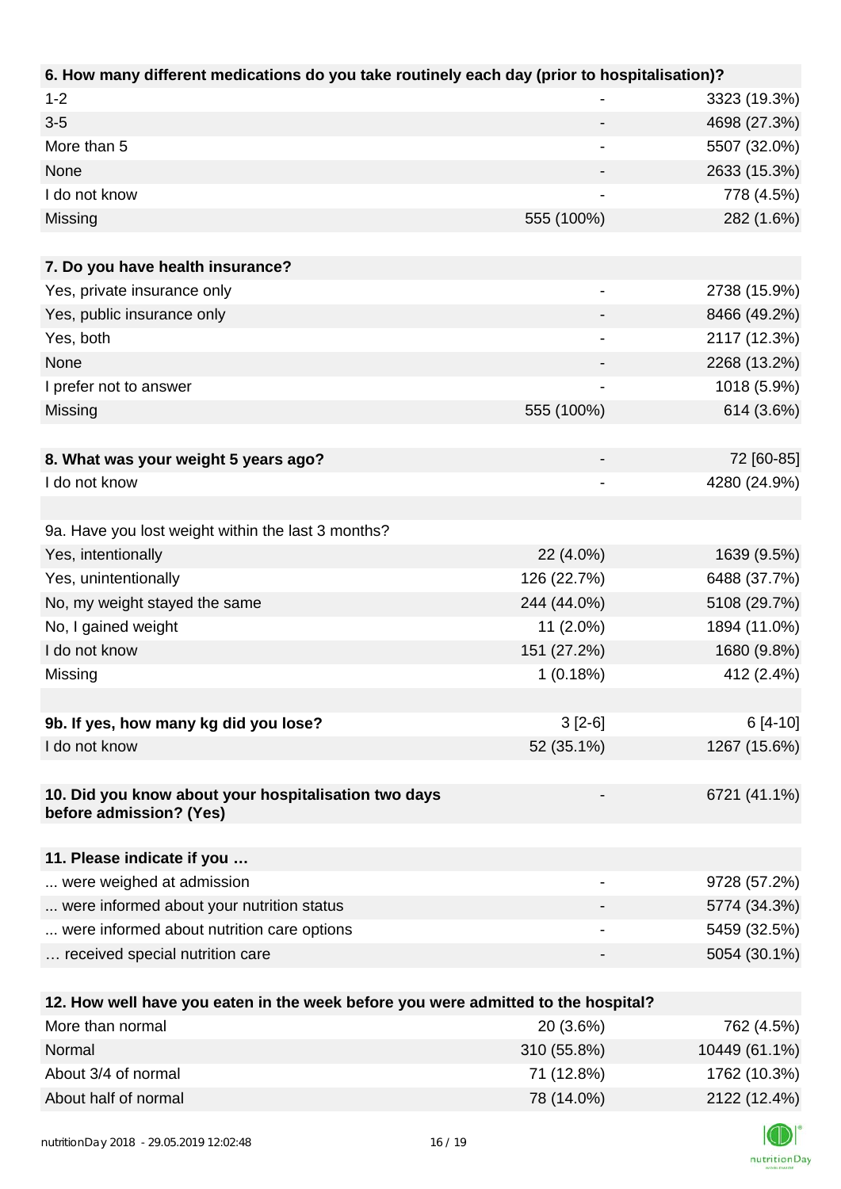| **6. How many different medications do you take routinely each day (prior to hospitalisation)?** | | |
|---|---|---|
| 1-2 | - | 3323 (19.3%) |
| 3-5 | - | 4698 (27.3%) |
| More than 5 | - | 5507 (32.0%) |
| None | - | 2633 (15.3%) |
| I do not know | - | 778 (4.5%) |
| Missing | 555 (100%) | 282 (1.6%) |

| **7. Do you have health insurance?** | | |
|---|---|---|
| Yes, private insurance only | - | 2738 (15.9%) |
| Yes, public insurance only | - | 8466 (49.2%) |
| Yes, both | - | 2117 (12.3%) |
| None | - | 2268 (13.2%) |
| I prefer not to answer | - | 1018 (5.9%) |
| Missing | 555 (100%) | 614 (3.6%) |

| **8. What was your weight 5 years ago?** | - | 72 [60-85] |
|---|---|---|
| I do not know | - | 4280 (24.9%) |

| 9a. Have you lost weight within the last 3 months? | | |
|---|---|---|
| Yes, intentionally | 22 (4.0%) | 1639 (9.5%) |
| Yes, unintentionally | 126 (22.7%) | 6488 (37.7%) |
| No, my weight stayed the same | 244 (44.0%) | 5108 (29.7%) |
| No, I gained weight | 11 (2.0%) | 1894 (11.0%) |
| I do not know | 151 (27.2%) | 1680 (9.8%) |
| Missing | 1 (0.18%) | 412 (2.4%) |

| **9b. If yes, how many kg did you lose?** | 3 [2-6] | 6 [4-10] |
|---|---|---|
| I do not know | 52 (35.1%) | 1267 (15.6%) |

| **10. Did you know about your hospitalisation two days before admission? (Yes)** | - | 6721 (41.1%) |
|---|---|---|

| **11. Please indicate if you …** | | |
|---|---|---|
| ... were weighed at admission | - | 9728 (57.2%) |
| ... were informed about your nutrition status | - | 5774 (34.3%) |
| ... were informed about nutrition care options | - | 5459 (32.5%) |
| … received special nutrition care | - | 5054 (30.1%) |

| **12. How well have you eaten in the week before you were admitted to the hospital?** | | |
|---|---|---|
| More than normal | 20 (3.6%) | 762 (4.5%) |
| Normal | 310 (55.8%) | 10449 (61.1%) |
| About 3/4 of normal | 71 (12.8%) | 1762 (10.3%) |
| About half of normal | 78 (14.0%) | 2122 (12.4%) |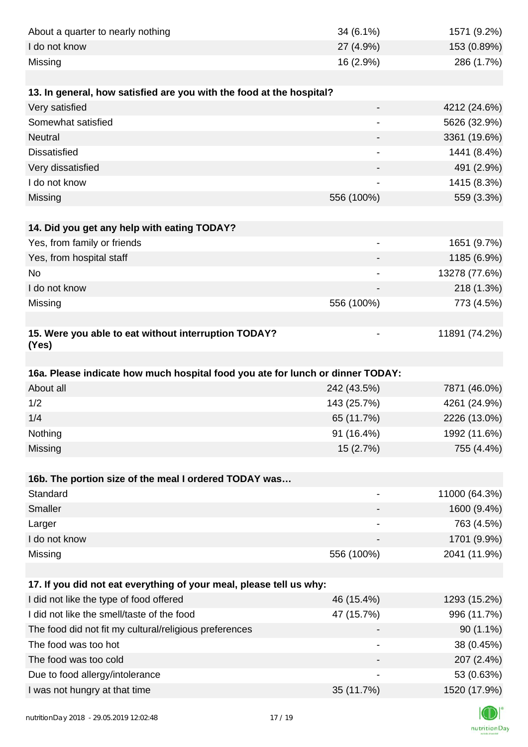| | | |
|---|---|---|
| About a quarter to nearly nothing | 34 (6.1%) | 1571 (9.2%) |
| I do not know | 27 (4.9%) | 153 (0.89%) |
| Missing | 16 (2.9%) | 286 (1.7%) |

| **13. In general, how satisfied are you with the food at the hospital?** | | |
|---|---|---|
| Very satisfied | - | 4212 (24.6%) |
| Somewhat satisfied | - | 5626 (32.9%) |
| Neutral | - | 3361 (19.6%) |
| Dissatisfied | - | 1441 (8.4%) |
| Very dissatisfied | - | 491 (2.9%) |
| I do not know | - | 1415 (8.3%) |
| Missing | 556 (100%) | 559 (3.3%) |

| **14. Did you get any help with eating TODAY?** | | |
|---|---|---|
| Yes, from family or friends | - | 1651 (9.7%) |
| Yes, from hospital staff | - | 1185 (6.9%) |
| No | - | 13278 (77.6%) |
| I do not know | - | 218 (1.3%) |
| Missing | 556 (100%) | 773 (4.5%) |

| **15. Were you able to eat without interruption TODAY? (Yes)** | - | 11891 (74.2%) |
|---|---|---|

| **16a. Please indicate how much hospital food you ate for lunch or dinner TODAY:** | | |
|---|---|---|
| About all | 242 (43.5%) | 7871 (46.0%) |
| 1/2 | 143 (25.7%) | 4261 (24.9%) |
| 1/4 | 65 (11.7%) | 2226 (13.0%) |
| Nothing | 91 (16.4%) | 1992 (11.6%) |
| Missing | 15 (2.7%) | 755 (4.4%) |

| **16b. The portion size of the meal I ordered TODAY was…** | | |
|---|---|---|
| Standard | - | 11000 (64.3%) |
| Smaller | - | 1600 (9.4%) |
| Larger | - | 763 (4.5%) |
| I do not know | - | 1701 (9.9%) |
| Missing | 556 (100%) | 2041 (11.9%) |

| **17. If you did not eat everything of your meal, please tell us why:** | | |
|---|---|---|
| I did not like the type of food offered | 46 (15.4%) | 1293 (15.2%) |
| I did not like the smell/taste of the food | 47 (15.7%) | 996 (11.7%) |
| The food did not fit my cultural/religious preferences | - | 90 (1.1%) |
| The food was too hot | - | 38 (0.45%) |
| The food was too cold | - | 207 (2.4%) |
| Due to food allergy/intolerance | - | 53 (0.63%) |
| I was not hungry at that time | 35 (11.7%) | 1520 (17.9%) |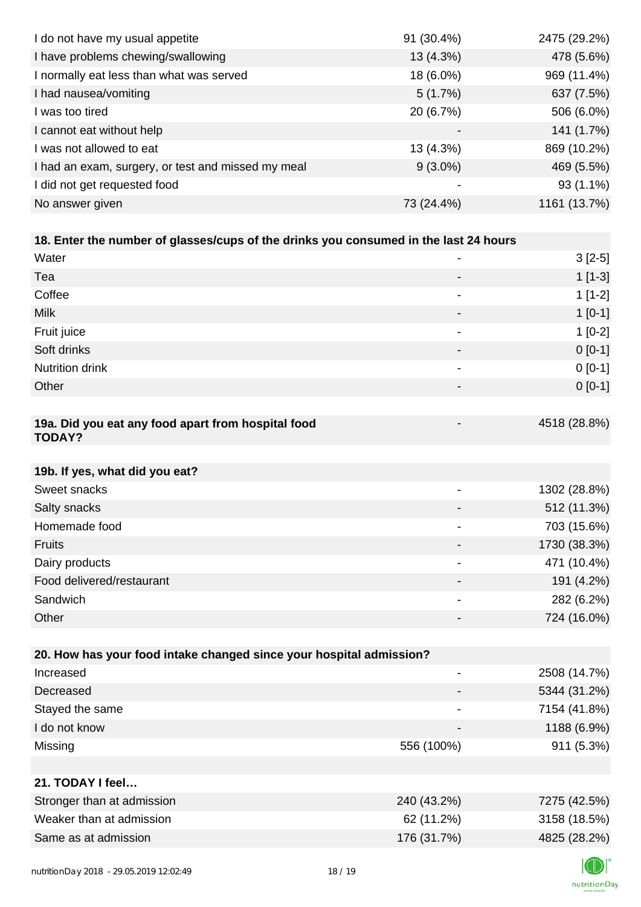| | | |
|---|---|---|
| I do not have my usual appetite | 91 (30.4%) | 2475 (29.2%) |
| I have problems chewing/swallowing | 13 (4.3%) | 478 (5.6%) |
| I normally eat less than what was served | 18 (6.0%) | 969 (11.4%) |
| I had nausea/vomiting | 5 (1.7%) | 637 (7.5%) |
| I was too tired | 20 (6.7%) | 506 (6.0%) |
| I cannot eat without help | - | 141 (1.7%) |
| I was not allowed to eat | 13 (4.3%) | 869 (10.2%) |
| I had an exam, surgery, or test and missed my meal | 9 (3.0%) | 469 (5.5%) |
| I did not get requested food | - | 93 (1.1%) |
| No answer given | 73 (24.4%) | 1161 (13.7%) |

| **18. Enter the number of glasses/cups of the drinks you consumed in the last 24 hours** | | |
|---|---|---|
| Water | - | 3 [2-5] |
| Tea | - | 1 [1-3] |
| Coffee | - | 1 [1-2] |
| Milk | - | 1 [0-1] |
| Fruit juice | - | 1 [0-2] |
| Soft drinks | - | 0 [0-1] |
| Nutrition drink | - | 0 [0-1] |
| Other | - | 0 [0-1] |

| **19a. Did you eat any food apart from hospital food TODAY?** | - | 4518 (28.8%) |
|---|---|---|

| **19b. If yes, what did you eat?** | | |
|---|---|---|
| Sweet snacks | - | 1302 (28.8%) |
| Salty snacks | - | 512 (11.3%) |
| Homemade food | - | 703 (15.6%) |
| Fruits | - | 1730 (38.3%) |
| Dairy products | - | 471 (10.4%) |
| Food delivered/restaurant | - | 191 (4.2%) |
| Sandwich | - | 282 (6.2%) |
| Other | - | 724 (16.0%) |

| **20. How has your food intake changed since your hospital admission?** | | |
|---|---|---|
| Increased | - | 2508 (14.7%) |
| Decreased | - | 5344 (31.2%) |
| Stayed the same | - | 7154 (41.8%) |
| I do not know | - | 1188 (6.9%) |
| Missing | 556 (100%) | 911 (5.3%) |

| **21. TODAY I feel…** | | |
|---|---|---|
| Stronger than at admission | 240 (43.2%) | 7275 (42.5%) |
| Weaker than at admission | 62 (11.2%) | 3158 (18.5%) |
| Same as at admission | 176 (31.7%) | 4825 (28.2%) |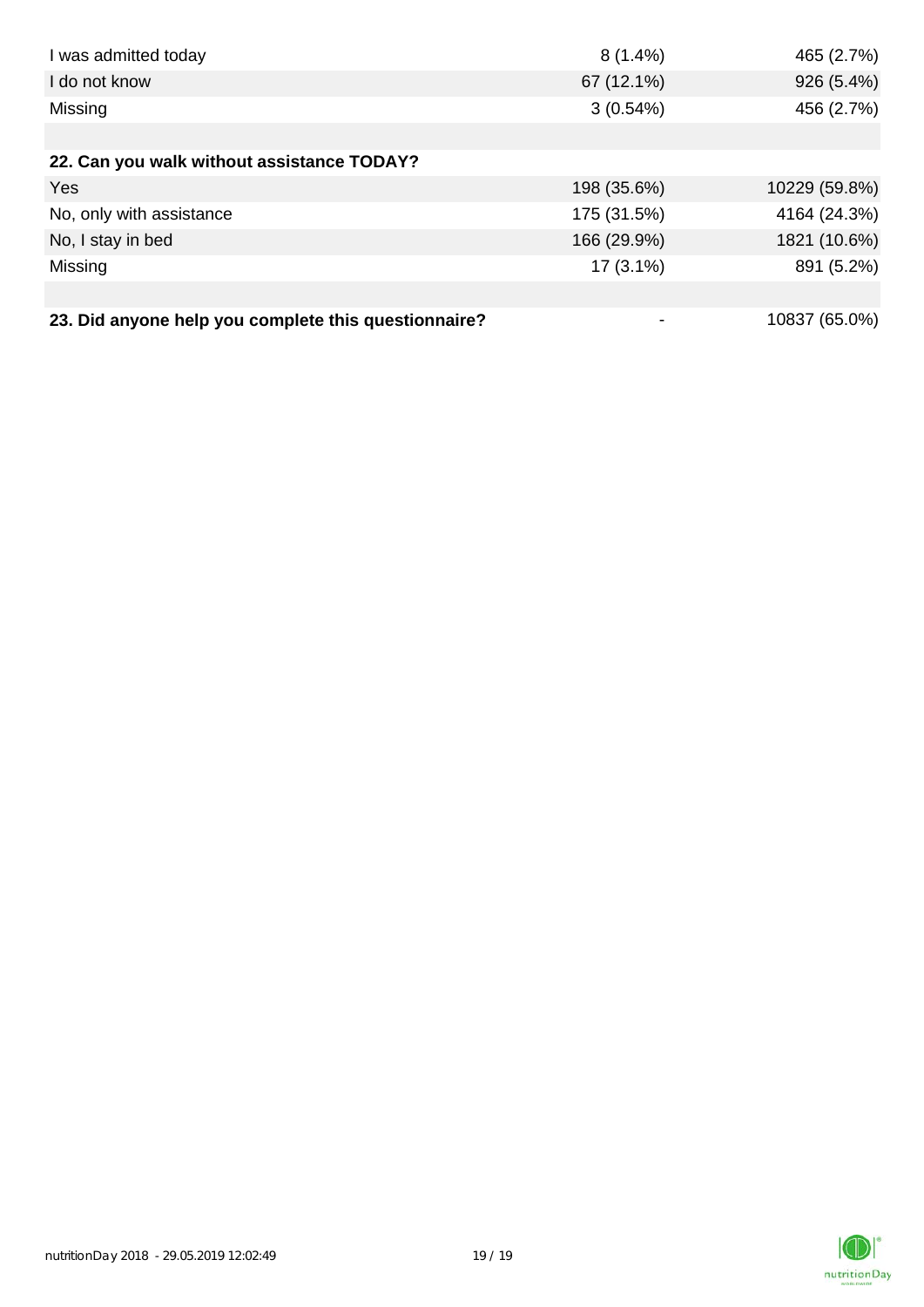| | | |
|---|---|---|
| I was admitted today | 8 (1.4%) | 465 (2.7%) |
| I do not know | 67 (12.1%) | 926 (5.4%) |
| Missing | 3 (0.54%) | 456 (2.7%) |
| | | |
| **22. Can you walk without assistance TODAY?** | | |
| Yes | 198 (35.6%) | 10229 (59.8%) |
| No, only with assistance | 175 (31.5%) | 4164 (24.3%) |
| No, I stay in bed | 166 (29.9%) | 1821 (10.6%) |
| Missing | 17 (3.1%) | 891 (5.2%) |
| | | |
| **23. Did anyone help you complete this questionnaire?** | - | 10837 (65.0%) |